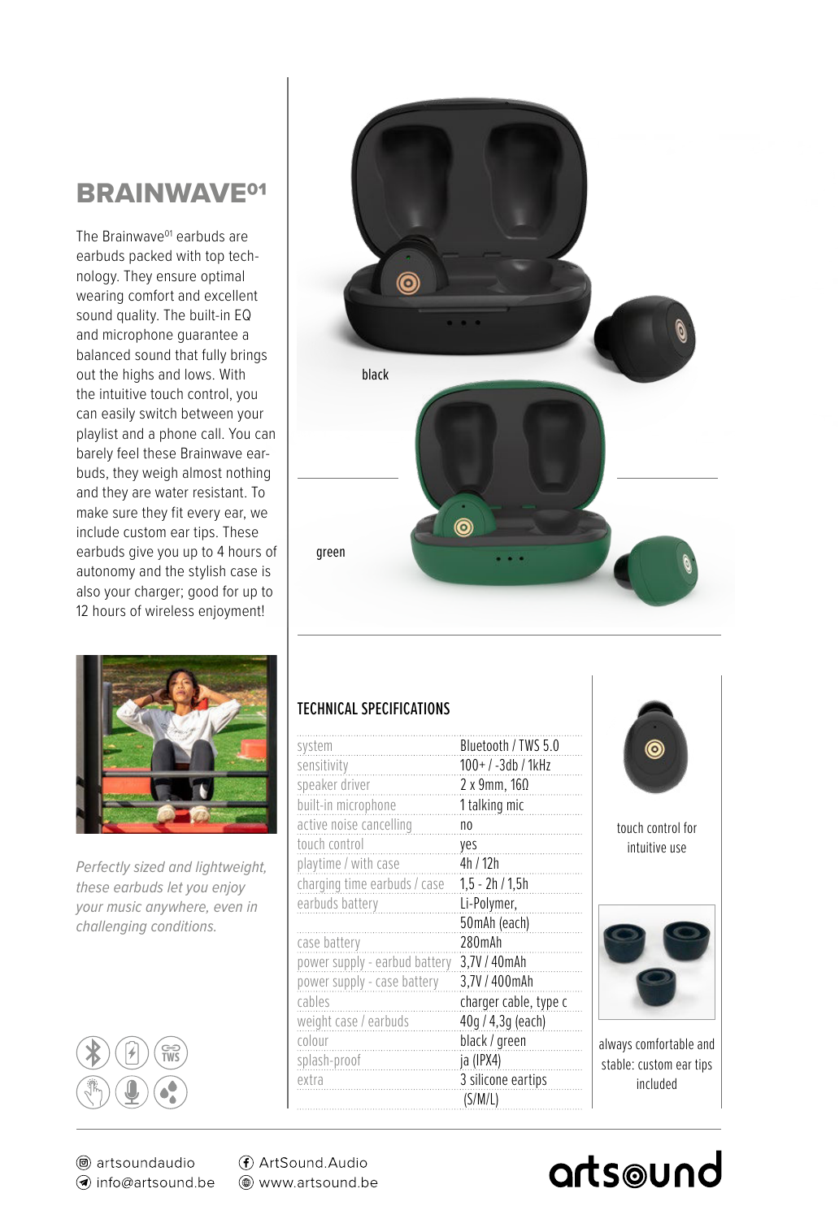# BRAINWAVE[01]

The Brainwave[01] earbuds are earbuds packed with top technology. They ensure optimal wearing comfort and excellent sound quality. The built-in EQ and microphone guarantee a balanced sound that fully brings out the highs and lows. With the intuitive touch control, you can easily switch between your playlist and a phone call. You can barely feel these Brainwave earbuds, they weigh almost nothing and they are water resistant. To make sure they fit every ear, we include custom ear tips. These earbuds give you up to 4 hours of autonomy and the stylish case is also your charger; good for up to 12 hours of wireless enjoyment!

black

green

*Perfectly sized and lightweight, these earbuds let you enjoy your music anywhere, even in challenging conditions.*

## TECHNICAL SPECIFICATIONS

| | |
|---|---|
| system | Bluetooth / TWS 5.0 |
| sensitivity | 100+ / -3db / 1kHz |
| speaker driver | 2 x 9mm, 16Ω |
| built-in microphone | 1 talking mic |
| active noise cancelling | no |
| touch control | yes |
| playtime / with case | 4h / 12h |
| charging time earbuds / case | 1,5 - 2h / 1,5h |
| earbuds battery | Li-Polymer, 50mAh (each) |
| case battery | 280mAh |
| power supply - earbud battery | 3,7V / 40mAh |
| power supply - case battery | 3,7V / 400mAh |
| cables | charger cable, type c |
| weight case / earbuds | 40g / 4,3g (each) |
| colour | black / green |
| splash-proof | ja (IPX4) |
| extra | 3 silicone eartips (S/M/L) |

touch control for intuitive use

always comfortable and stable: custom ear tips included

artsoundaudio
info@artsound.be
ArtSound.Audio
www.artsound.be

artsound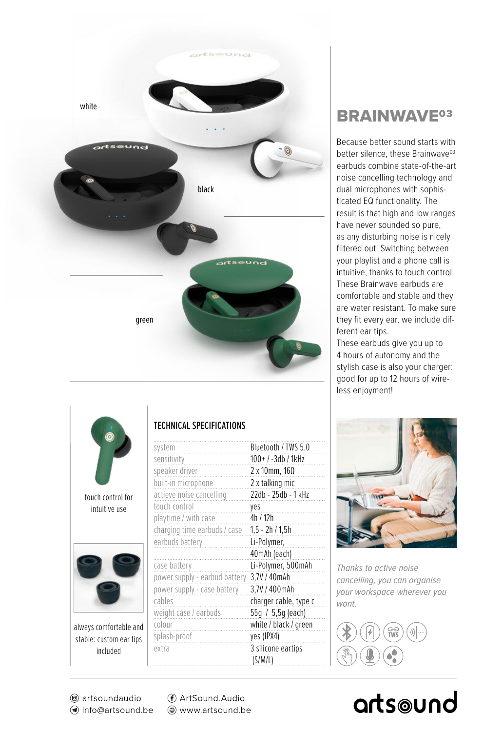white

black

green

# BRAINWAVE03

Because better sound starts with better silence, these Brainwave03 earbuds combine state-of-the-art noise cancelling technology and dual microphones with sophisticated EQ functionality. The result is that high and low ranges have never sounded so pure, as any disturbing noise is nicely filtered out. Switching between your playlist and a phone call is intuitive, thanks to touch control. These Brainwave earbuds are comfortable and stable and they are water resistant. To make sure they fit every ear, we include different ear tips.
These earbuds give you up to 4 hours of autonomy and the stylish case is also your charger: good for up to 12 hours of wireless enjoyment!

touch control for intuitive use

always comfortable and stable: custom ear tips included

## TECHNICAL SPECIFICATIONS

| | |
|---|---|
| system | Bluetooth / TWS 5.0 |
| sensitivity | 100+ / -3db / 1kHz |
| speaker driver | 2 x 10mm, 16Ω |
| built-in microphone | 2 x talking mic |
| actieve noise cancelling | 22db - 25db - 1 kHz |
| touch control | yes |
| playtime / with case | 4h / 12h |
| charging time earbuds / case | 1,5 - 2h / 1,5h |
| earbuds battery | Li-Polymer, 40mAh (each) |
| case battery | Li-Polymer, 500mAh |
| power supply - earbud battery | 3,7V / 40mAh |
| power supply - case battery | 3,7V / 400mAh |
| cables | charger cable, type c |
| weight case / earbuds | 55g / 5,5g (each) |
| colour | white / black / green |
| splash-proof | yes (IPX4) |
| extra | 3 silicone eartips (S/M/L) |

*Thanks to active noise cancelling, you can organise your workspace wherever you want.*

artsoundaudio
info@artsound.be
ArtSound.Audio
www.artsound.be

artsound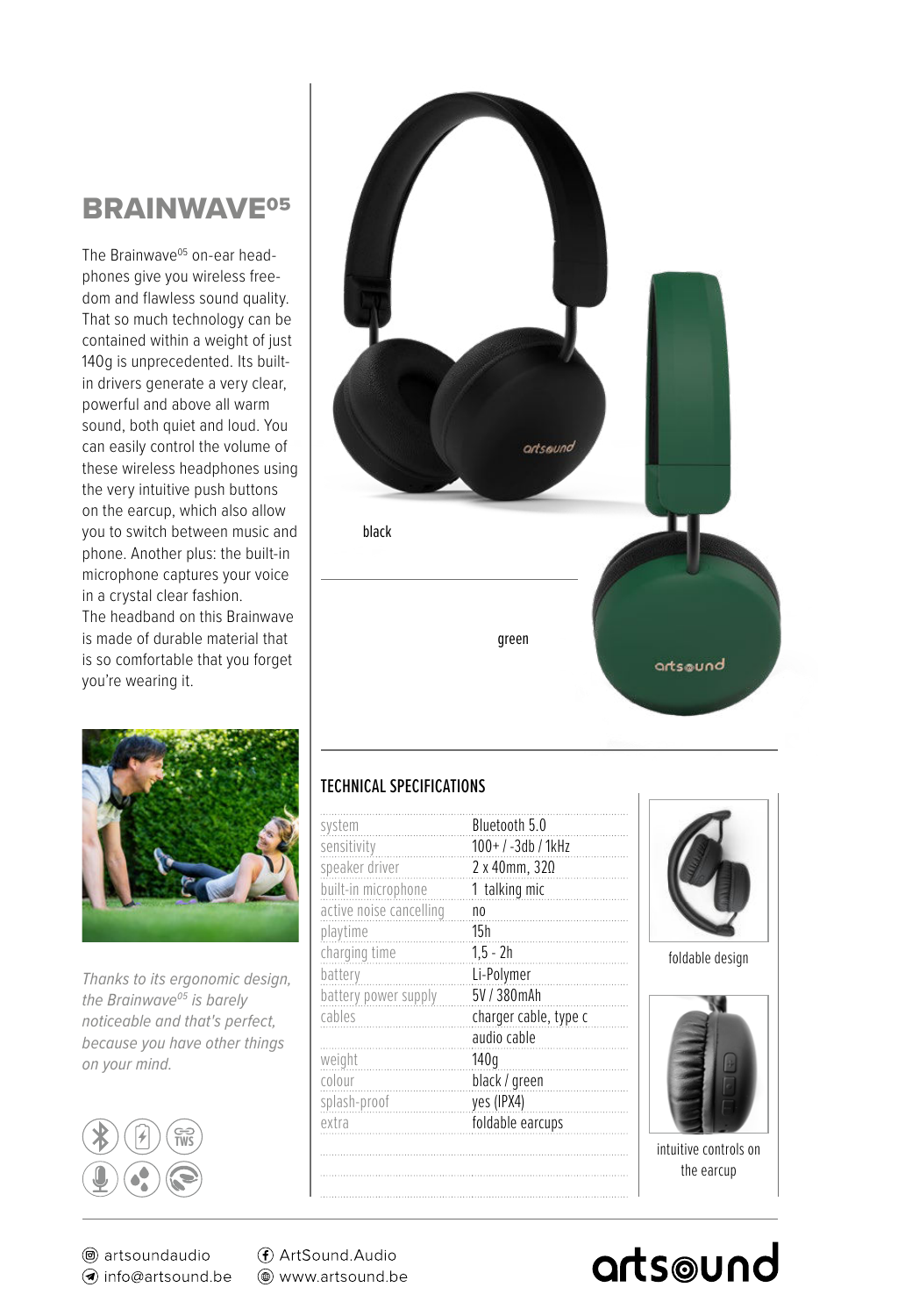# BRAINWAVE[05]

The Brainwave[05] on-ear headphones give you wireless freedom and flawless sound quality. That so much technology can be contained within a weight of just 140g is unprecedented. Its built-in drivers generate a very clear, powerful and above all warm sound, both quiet and loud. You can easily control the volume of these wireless headphones using the very intuitive push buttons on the earcup, which also allow you to switch between music and phone. Another plus: the built-in microphone captures your voice in a crystal clear fashion.
The headband on this Brainwave is made of durable material that is so comfortable that you forget you're wearing it.

*Thanks to its ergonomic design, the Brainwave[05] is barely noticeable and that's perfect, because you have other things on your mind.*

black

green

## TECHNICAL SPECIFICATIONS

| | |
|---|---|
| system | Bluetooth 5.0 |
| sensitivity | 100+ / -3db / 1kHz |
| speaker driver | 2 x 40mm, 32Ω |
| built-in microphone | 1 talking mic |
| active noise cancelling | no |
| playtime | 15h |
| charging time | 1,5 - 2h |
| battery | Li-Polymer |
| battery power supply | 5V / 380mAh |
| cables | charger cable, type c |
| | audio cable |
| weight | 140g |
| colour | black / green |
| splash-proof | yes (IPX4) |
| extra | foldable earcups |

foldable design

intuitive controls on the earcup

artsoundaudio
info@artsound.be
ArtSound.Audio
www.artsound.be

artsound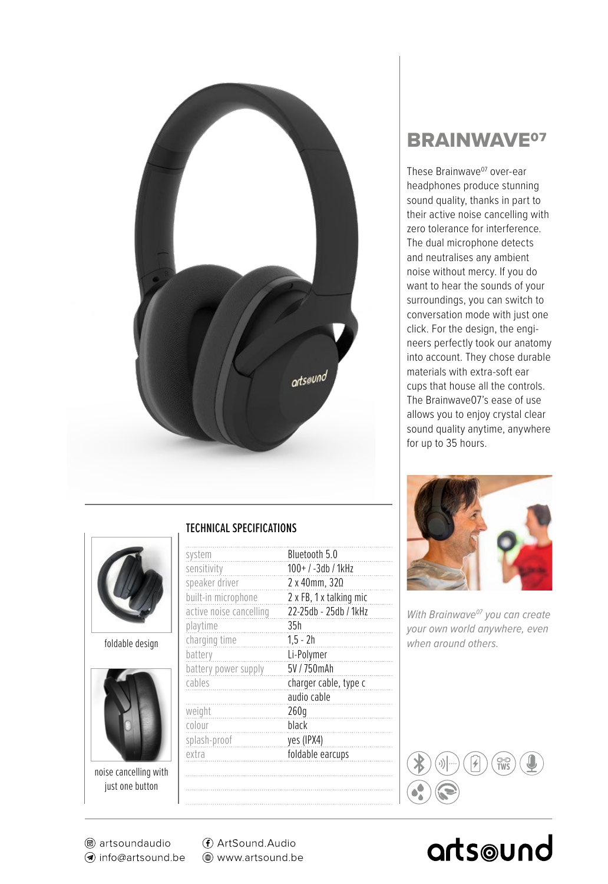# BRAINWAVE07

These Brainwave07 over-ear headphones produce stunning sound quality, thanks in part to their active noise cancelling with zero tolerance for interference. The dual microphone detects and neutralises any ambient noise without mercy. If you do want to hear the sounds of your surroundings, you can switch to conversation mode with just one click. For the design, the engineers perfectly took our anatomy into account. They chose durable materials with extra-soft ear cups that house all the controls. The Brainwave07's ease of use allows you to enjoy crystal clear sound quality anytime, anywhere for up to 35 hours.

*With Brainwave07 you can create your own world anywhere, even when around others.*

## TECHNICAL SPECIFICATIONS

| | |
|---|---|
| system | Bluetooth 5.0 |
| sensitivity | 100+ / -3db / 1kHz |
| speaker driver | 2 x 40mm, 32Ω |
| built-in microphone | 2 x FB, 1 x talking mic |
| active noise cancelling | 22-25db - 25db / 1kHz |
| playtime | 35h |
| charging time | 1,5 - 2h |
| battery | Li-Polymer |
| battery power supply | 5V / 750mAh |
| cables | charger cable, type c |
| | audio cable |
| weight | 260g |
| colour | black |
| splash-proof | yes (IPX4) |
| extra | foldable earcups |

foldable design

noise cancelling with just one button

artsoundaudio
info@artsound.be
ArtSound.Audio
www.artsound.be

artsound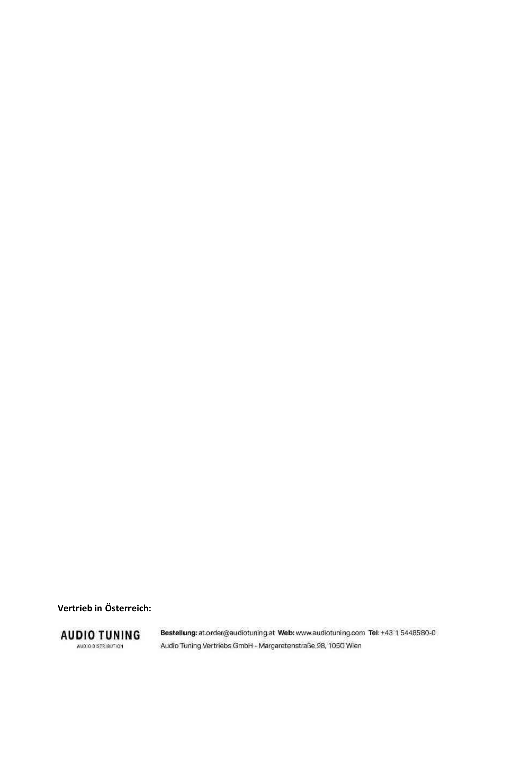**Vertrieb in Österreich:**

AUDIO TUNING
AUDIO DISTRIBUTION

**Bestellung:** at.order@audiotuning.at **Web:** www.audiotuning.com **Tel**: +43 1 5448580-0
Audio Tuning Vertriebs GmbH - Margaretenstraße 98, 1050 Wien